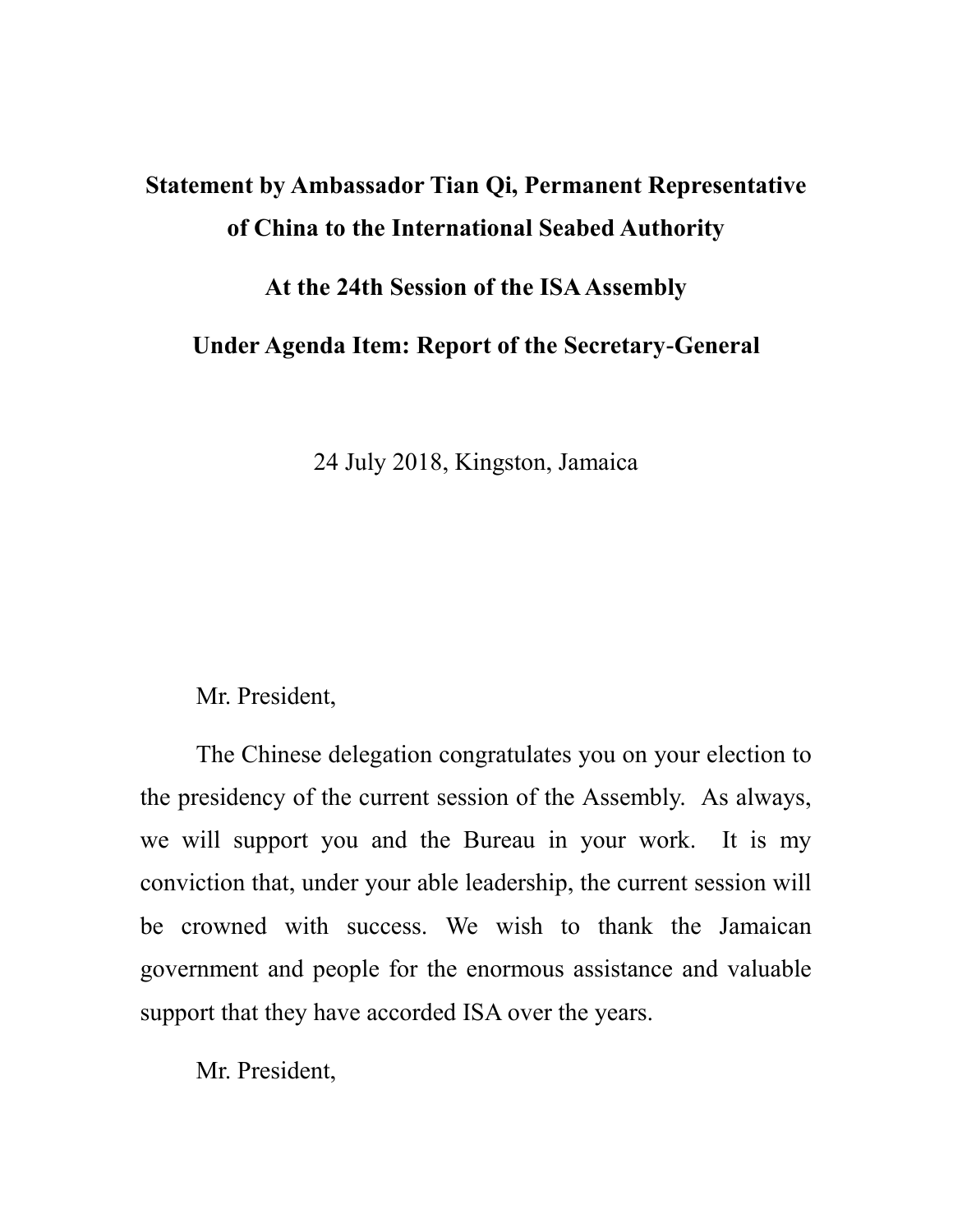**Statement by Ambassador Tian Qi, Permanent Representative of China to the International Seabed Authority**

**At the 24th Session of the ISA Assembly**

**Under Agenda Item: Report of the Secretary-General**

24 July 2018, Kingston, Jamaica

Mr. President,

The Chinese delegation congratulates you on your election to the presidency of the current session of the Assembly. As always, we will support you and the Bureau in your work. It is my conviction that, under your able leadership, the current session will be crowned with success. We wish to thank the Jamaican government and people for the enormous assistance and valuable support that they have accorded ISA over the years.

Mr. President,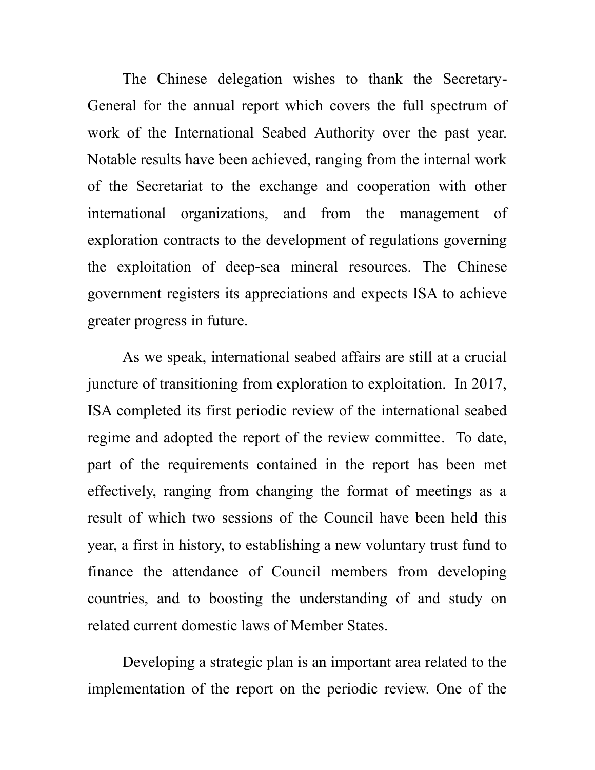The Chinese delegation wishes to thank the Secretary-General for the annual report which covers the full spectrum of work of the International Seabed Authority over the past year. Notable results have been achieved, ranging from the internal work of the Secretariat to the exchange and cooperation with other international organizations, and from the management of exploration contracts to the development of regulations governing the exploitation of deep-sea mineral resources. The Chinese government registers its appreciations and expects ISA to achieve greater progress in future.

As we speak, international seabed affairs are still at a crucial juncture of transitioning from exploration to exploitation. In 2017, ISA completed its first periodic review of the international seabed regime and adopted the report of the review committee. To date, part of the requirements contained in the report has been met effectively, ranging from changing the format of meetings as a result of which two sessions of the Council have been held this year, a first in history, to establishing a new voluntary trust fund to finance the attendance of Council members from developing countries, and to boosting the understanding of and study on related current domestic laws of Member States.

Developing a strategic plan is an important area related to the implementation of the report on the periodic review. One of the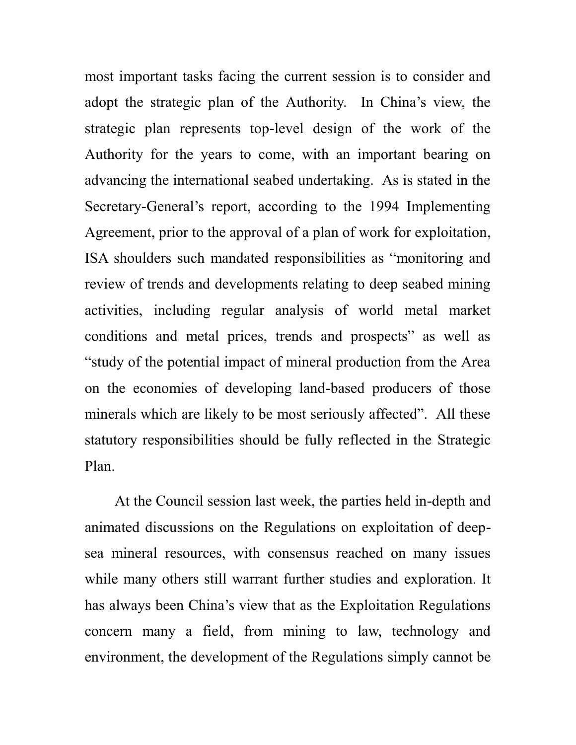most important tasks facing the current session is to consider and adopt the strategic plan of the Authority. In China's view, the strategic plan represents top-level design of the work of the Authority for the years to come, with an important bearing on advancing the international seabed undertaking. As is stated in the Secretary-General's report, according to the 1994 Implementing Agreement, prior to the approval of a plan of work for exploitation, ISA shoulders such mandated responsibilities as "monitoring and review of trends and developments relating to deep seabed mining activities, including regular analysis of world metal market conditions and metal prices, trends and prospects" as well as "study of the potential impact of mineral production from the Area on the economies of developing land-based producers of those minerals which are likely to be most seriously affected". All these statutory responsibilities should be fully reflected in the Strategic Plan.

At the Council session last week, the parties held in-depth and animated discussions on the Regulations on exploitation of deep-sea mineral resources, with consensus reached on many issues while many others still warrant further studies and exploration. It has always been China's view that as the Exploitation Regulations concern many a field, from mining to law, technology and environment, the development of the Regulations simply cannot be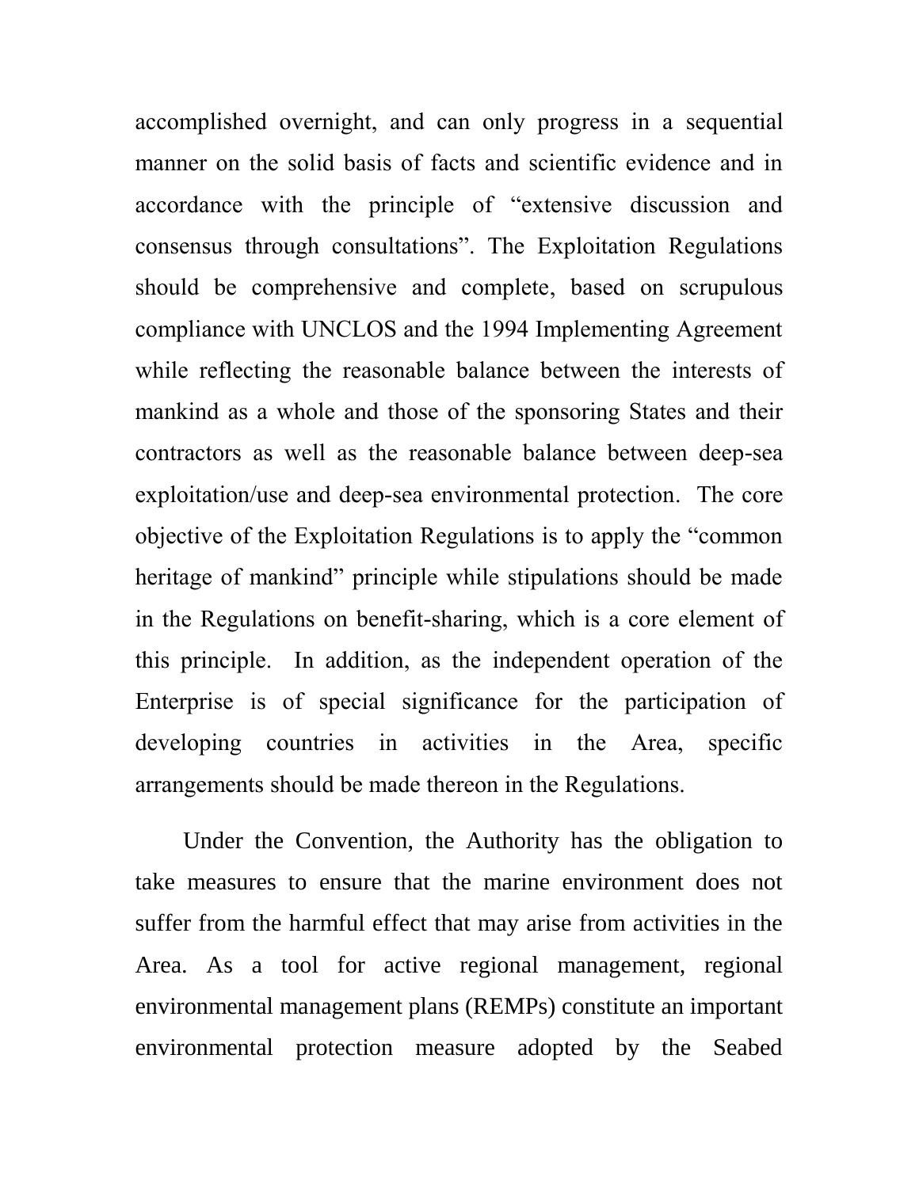accomplished overnight, and can only progress in a sequential manner on the solid basis of facts and scientific evidence and in accordance with the principle of "extensive discussion and consensus through consultations". The Exploitation Regulations should be comprehensive and complete, based on scrupulous compliance with UNCLOS and the 1994 Implementing Agreement while reflecting the reasonable balance between the interests of mankind as a whole and those of the sponsoring States and their contractors as well as the reasonable balance between deep-sea exploitation/use and deep-sea environmental protection. The core objective of the Exploitation Regulations is to apply the "common heritage of mankind" principle while stipulations should be made in the Regulations on benefit-sharing, which is a core element of this principle. In addition, as the independent operation of the Enterprise is of special significance for the participation of developing countries in activities in the Area, specific arrangements should be made thereon in the Regulations.

Under the Convention, the Authority has the obligation to take measures to ensure that the marine environment does not suffer from the harmful effect that may arise from activities in the Area. As a tool for active regional management, regional environmental management plans (REMPs) constitute an important environmental protection measure adopted by the Seabed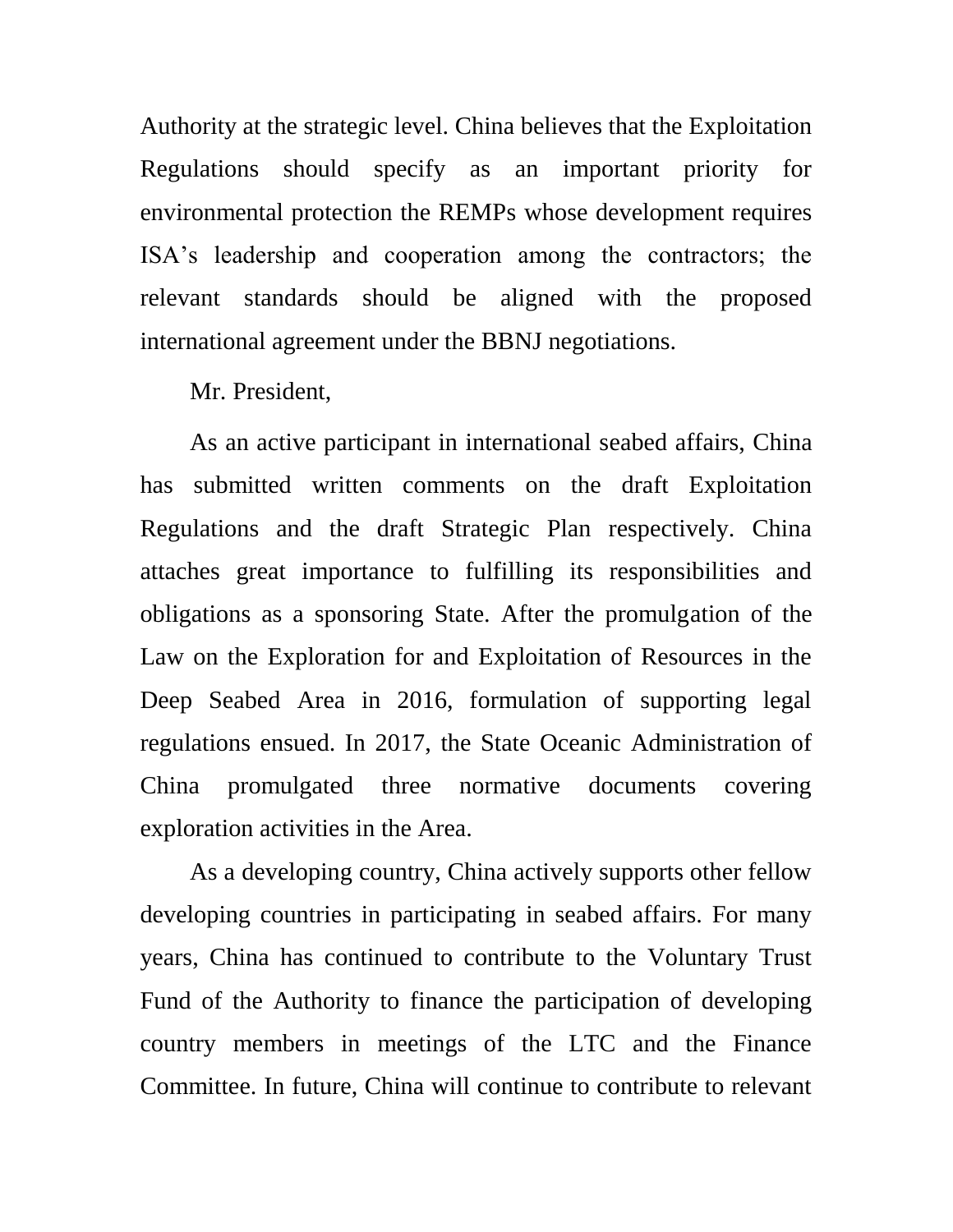Authority at the strategic level. China believes that the Exploitation Regulations should specify as an important priority for environmental protection the REMPs whose development requires ISA's leadership and cooperation among the contractors; the relevant standards should be aligned with the proposed international agreement under the BBNJ negotiations.

Mr. President,

As an active participant in international seabed affairs, China has submitted written comments on the draft Exploitation Regulations and the draft Strategic Plan respectively. China attaches great importance to fulfilling its responsibilities and obligations as a sponsoring State. After the promulgation of the Law on the Exploration for and Exploitation of Resources in the Deep Seabed Area in 2016, formulation of supporting legal regulations ensued. In 2017, the State Oceanic Administration of China promulgated three normative documents covering exploration activities in the Area.

As a developing country, China actively supports other fellow developing countries in participating in seabed affairs. For many years, China has continued to contribute to the Voluntary Trust Fund of the Authority to finance the participation of developing country members in meetings of the LTC and the Finance Committee. In future, China will continue to contribute to relevant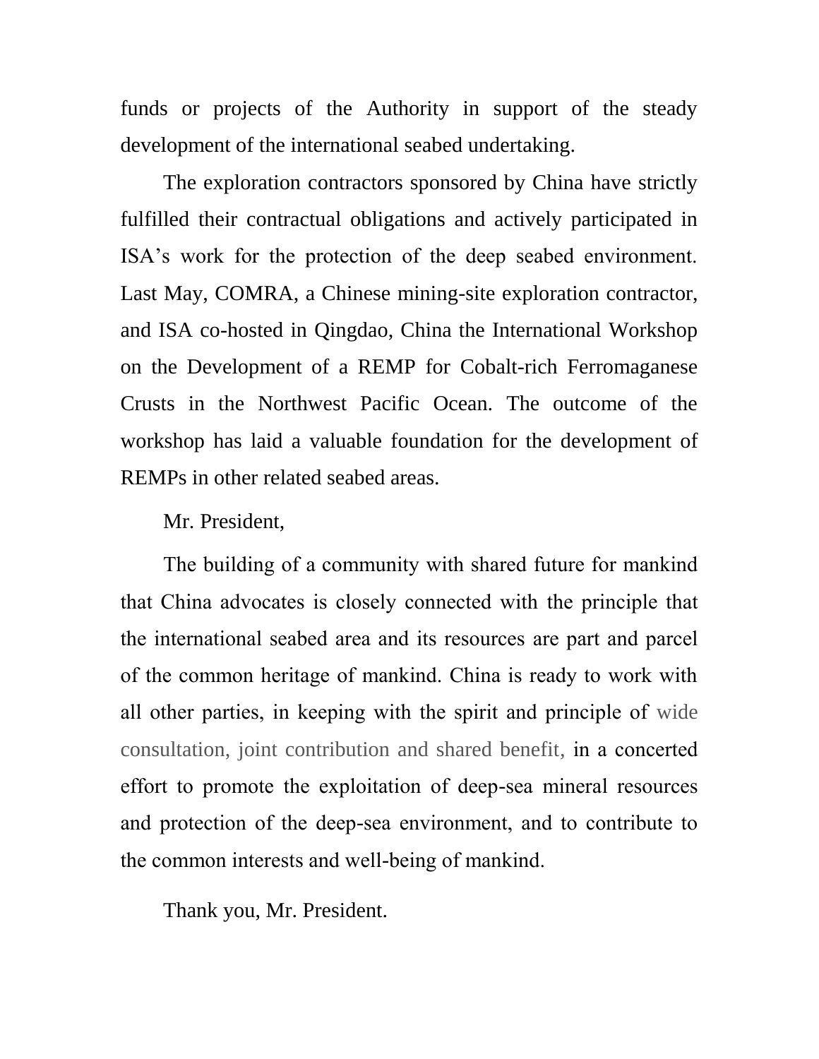funds or projects of the Authority in support of the steady development of the international seabed undertaking.

The exploration contractors sponsored by China have strictly fulfilled their contractual obligations and actively participated in ISA's work for the protection of the deep seabed environment. Last May, COMRA, a Chinese mining-site exploration contractor, and ISA co-hosted in Qingdao, China the International Workshop on the Development of a REMP for Cobalt-rich Ferromaganese Crusts in the Northwest Pacific Ocean. The outcome of the workshop has laid a valuable foundation for the development of REMPs in other related seabed areas.

Mr. President,

The building of a community with shared future for mankind that China advocates is closely connected with the principle that the international seabed area and its resources are part and parcel of the common heritage of mankind. China is ready to work with all other parties, in keeping with the spirit and principle of wide consultation, joint contribution and shared benefit, in a concerted effort to promote the exploitation of deep-sea mineral resources and protection of the deep-sea environment, and to contribute to the common interests and well-being of mankind.

Thank you, Mr. President.